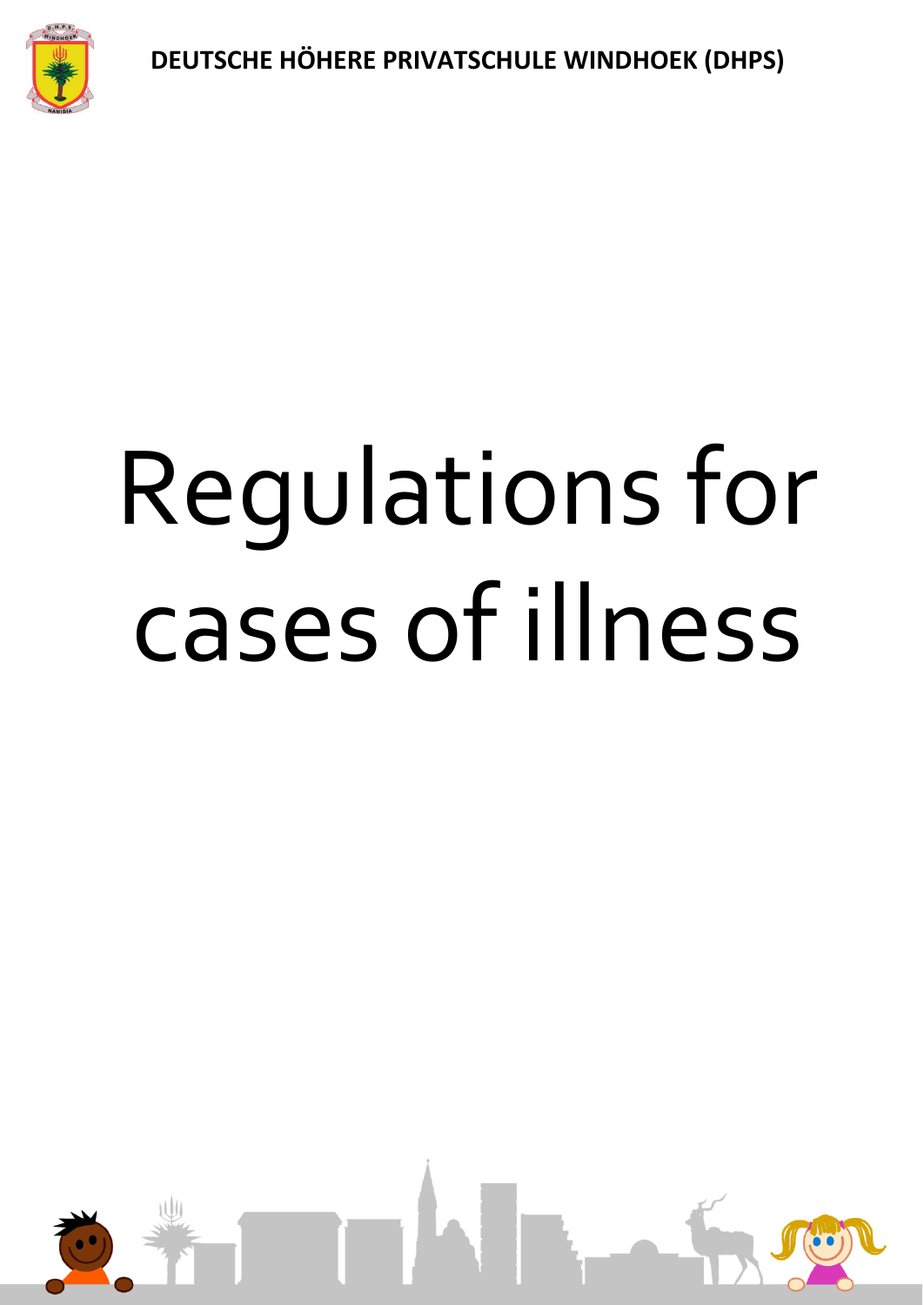DEUTSCHE HÖHERE PRIVATSCHULE WINDHOEK (DHPS)

# Regulations for cases of illness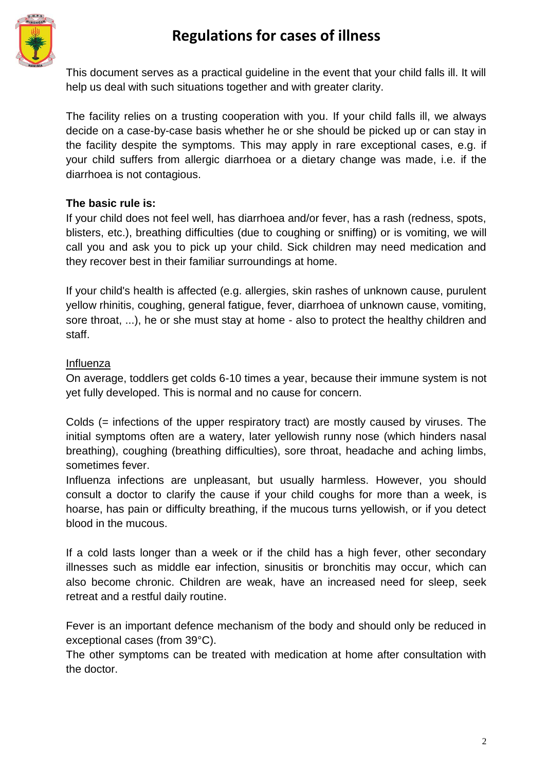# Regulations for cases of illness

This document serves as a practical guideline in the event that your child falls ill. It will help us deal with such situations together and with greater clarity.

The facility relies on a trusting cooperation with you. If your child falls ill, we always decide on a case-by-case basis whether he or she should be picked up or can stay in the facility despite the symptoms. This may apply in rare exceptional cases, e.g. if your child suffers from allergic diarrhoea or a dietary change was made, i.e. if the diarrhoea is not contagious.

**The basic rule is:**
If your child does not feel well, has diarrhoea and/or fever, has a rash (redness, spots, blisters, etc.), breathing difficulties (due to coughing or sniffing) or is vomiting, we will call you and ask you to pick up your child. Sick children may need medication and they recover best in their familiar surroundings at home.

If your child's health is affected (e.g. allergies, skin rashes of unknown cause, purulent yellow rhinitis, coughing, general fatigue, fever, diarrhoea of unknown cause, vomiting, sore throat, ...), he or she must stay at home - also to protect the healthy children and staff.

<u>Influenza</u>
On average, toddlers get colds 6-10 times a year, because their immune system is not yet fully developed. This is normal and no cause for concern.

Colds (= infections of the upper respiratory tract) are mostly caused by viruses. The initial symptoms often are a watery, later yellowish runny nose (which hinders nasal breathing), coughing (breathing difficulties), sore throat, headache and aching limbs, sometimes fever.
Influenza infections are unpleasant, but usually harmless. However, you should consult a doctor to clarify the cause if your child coughs for more than a week, is hoarse, has pain or difficulty breathing, if the mucous turns yellowish, or if you detect blood in the mucous.

If a cold lasts longer than a week or if the child has a high fever, other secondary illnesses such as middle ear infection, sinusitis or bronchitis may occur, which can also become chronic. Children are weak, have an increased need for sleep, seek retreat and a restful daily routine.

Fever is an important defence mechanism of the body and should only be reduced in exceptional cases (from 39°C).
The other symptoms can be treated with medication at home after consultation with the doctor.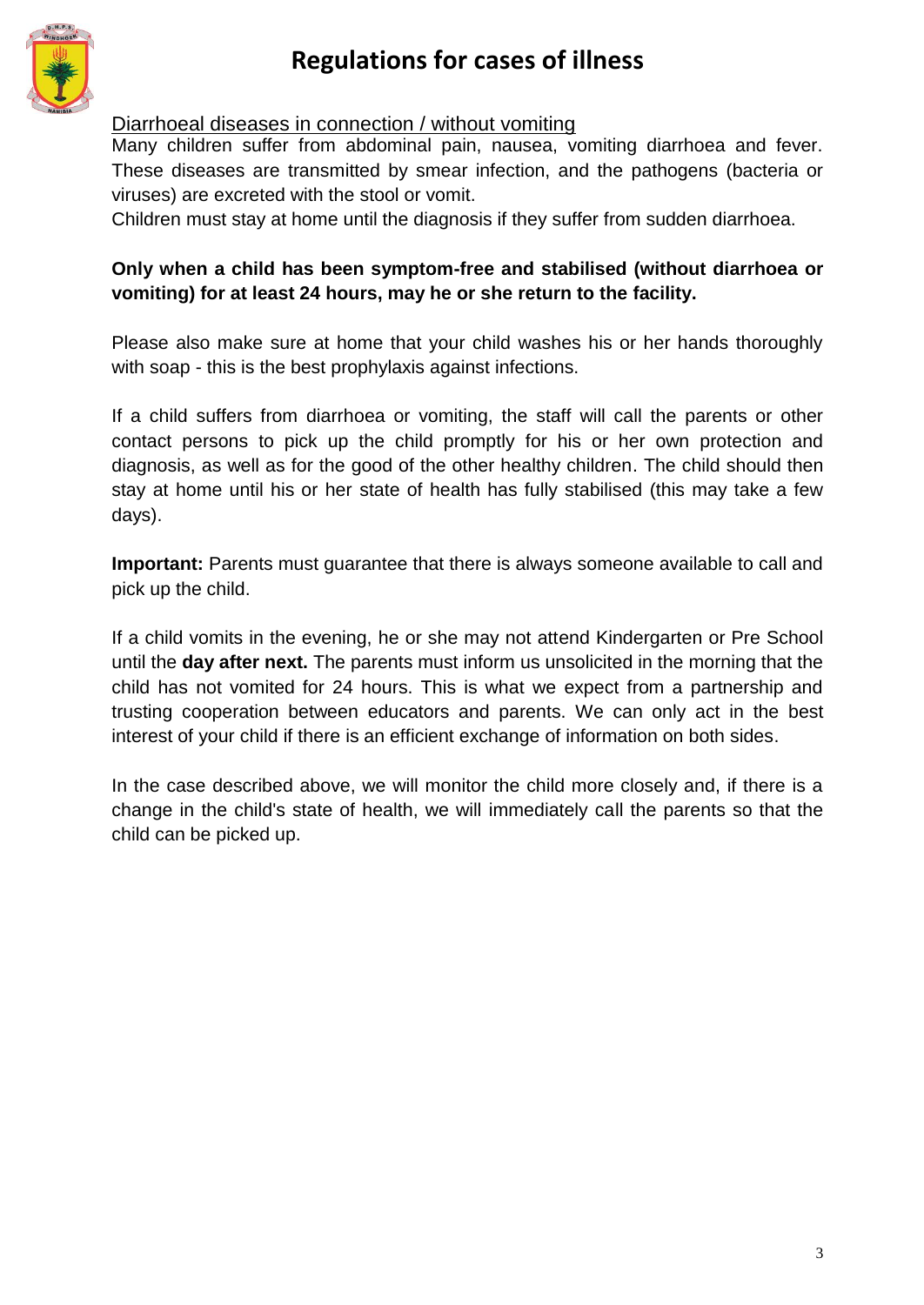# Regulations for cases of illness

Diarrhoeal diseases in connection / without vomiting

Many children suffer from abdominal pain, nausea, vomiting diarrhoea and fever. These diseases are transmitted by smear infection, and the pathogens (bacteria or viruses) are excreted with the stool or vomit.

Children must stay at home until the diagnosis if they suffer from sudden diarrhoea.

**Only when a child has been symptom-free and stabilised (without diarrhoea or vomiting) for at least 24 hours, may he or she return to the facility.**

Please also make sure at home that your child washes his or her hands thoroughly with soap - this is the best prophylaxis against infections.

If a child suffers from diarrhoea or vomiting, the staff will call the parents or other contact persons to pick up the child promptly for his or her own protection and diagnosis, as well as for the good of the other healthy children. The child should then stay at home until his or her state of health has fully stabilised (this may take a few days).

**Important:** Parents must guarantee that there is always someone available to call and pick up the child.

If a child vomits in the evening, he or she may not attend Kindergarten or Pre School until the **day after next.** The parents must inform us unsolicited in the morning that the child has not vomited for 24 hours. This is what we expect from a partnership and trusting cooperation between educators and parents. We can only act in the best interest of your child if there is an efficient exchange of information on both sides.

In the case described above, we will monitor the child more closely and, if there is a change in the child's state of health, we will immediately call the parents so that the child can be picked up.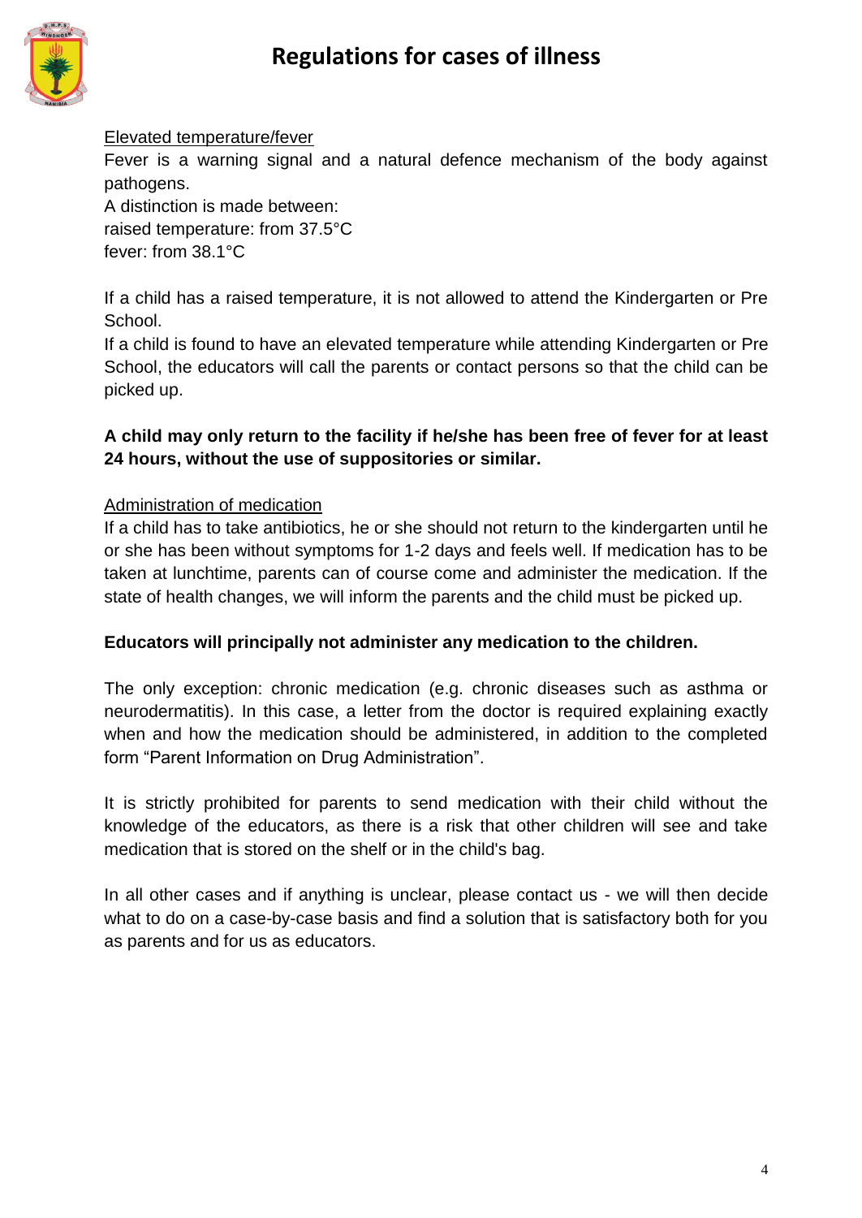# Regulations for cases of illness

Elevated temperature/fever

Fever is a warning signal and a natural defence mechanism of the body against pathogens.

A distinction is made between:
raised temperature: from 37.5°C
fever: from 38.1°C

If a child has a raised temperature, it is not allowed to attend the Kindergarten or Pre School.
If a child is found to have an elevated temperature while attending Kindergarten or Pre School, the educators will call the parents or contact persons so that the child can be picked up.

**A child may only return to the facility if he/she has been free of fever for at least 24 hours, without the use of suppositories or similar.**

Administration of medication

If a child has to take antibiotics, he or she should not return to the kindergarten until he or she has been without symptoms for 1-2 days and feels well. If medication has to be taken at lunchtime, parents can of course come and administer the medication. If the state of health changes, we will inform the parents and the child must be picked up.

**Educators will principally not administer any medication to the children.**

The only exception: chronic medication (e.g. chronic diseases such as asthma or neurodermatitis). In this case, a letter from the doctor is required explaining exactly when and how the medication should be administered, in addition to the completed form "Parent Information on Drug Administration".

It is strictly prohibited for parents to send medication with their child without the knowledge of the educators, as there is a risk that other children will see and take medication that is stored on the shelf or in the child's bag.

In all other cases and if anything is unclear, please contact us - we will then decide what to do on a case-by-case basis and find a solution that is satisfactory both for you as parents and for us as educators.